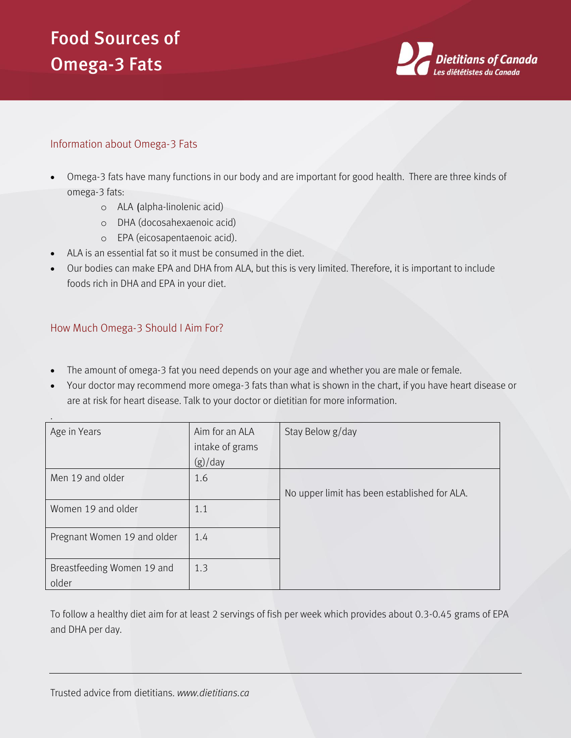# Food Sources of Omega-3 Fats

Dietitians of Canada
Les diététistes du Canada

## Information about Omega-3 Fats

- Omega-3 fats have many functions in our body and are important for good health. There are three kinds of omega-3 fats:
  - ALA (alpha-linolenic acid)
  - DHA (docosahexaenoic acid)
  - EPA (eicosapentaenoic acid).
- ALA is an essential fat so it must be consumed in the diet.
- Our bodies can make EPA and DHA from ALA, but this is very limited. Therefore, it is important to include foods rich in DHA and EPA in your diet.

## How Much Omega-3 Should I Aim For?

- The amount of omega-3 fat you need depends on your age and whether you are male or female.
- Your doctor may recommend more omega-3 fats than what is shown in the chart, if you have heart disease or are at risk for heart disease. Talk to your doctor or dietitian for more information.

| Age in Years | Aim for an ALA intake of grams (g)/day | Stay Below g/day |
|---|---|---|
| Men 19 and older | 1.6 | No upper limit has been established for ALA. |
| Women 19 and older | 1.1 | |
| Pregnant Women 19 and older | 1.4 | |
| Breastfeeding Women 19 and older | 1.3 | |

To follow a healthy diet aim for at least 2 servings of fish per week which provides about 0.3-0.45 grams of EPA and DHA per day.

Trusted advice from dietitians. *www.dietitians.ca*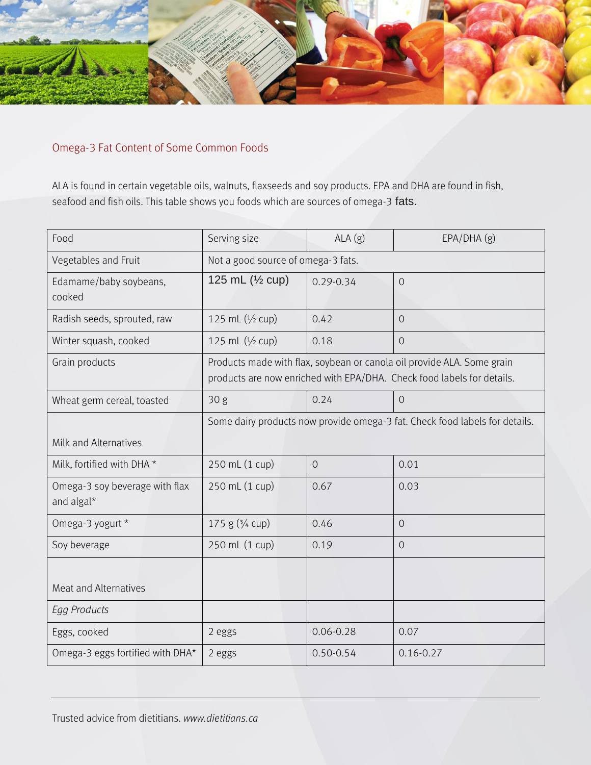## Omega-3 Fat Content of Some Common Foods

ALA is found in certain vegetable oils, walnuts, flaxseeds and soy products. EPA and DHA are found in fish, seafood and fish oils. This table shows you foods which are sources of omega-3 fats.

| Food | Serving size | ALA (g) | EPA/DHA (g) |
|---|---|---|---|
| Vegetables and Fruit | Not a good source of omega-3 fats. | | |
| Edamame/baby soybeans, cooked | 125 mL (½ cup) | 0.29-0.34 | 0 |
| Radish seeds, sprouted, raw | 125 mL (½ cup) | 0.42 | 0 |
| Winter squash, cooked | 125 mL (½ cup) | 0.18 | 0 |
| Grain products | Products made with flax, soybean or canola oil provide ALA. Some grain products are now enriched with EPA/DHA. Check food labels for details. | | |
| Wheat germ cereal, toasted | 30 g | 0.24 | 0 |
| Milk and Alternatives | Some dairy products now provide omega-3 fat. Check food labels for details. | | |
| Milk, fortified with DHA * | 250 mL (1 cup) | 0 | 0.01 |
| Omega-3 soy beverage with flax and algal* | 250 mL (1 cup) | 0.67 | 0.03 |
| Omega-3 yogurt * | 175 g (¾ cup) | 0.46 | 0 |
| Soy beverage | 250 mL (1 cup) | 0.19 | 0 |
| Meat and Alternatives | | | |
| *Egg Products* | | | |
| Eggs, cooked | 2 eggs | 0.06-0.28 | 0.07 |
| Omega-3 eggs fortified with DHA* | 2 eggs | 0.50-0.54 | 0.16-0.27 |

Trusted advice from dietitians. *www.dietitians.ca*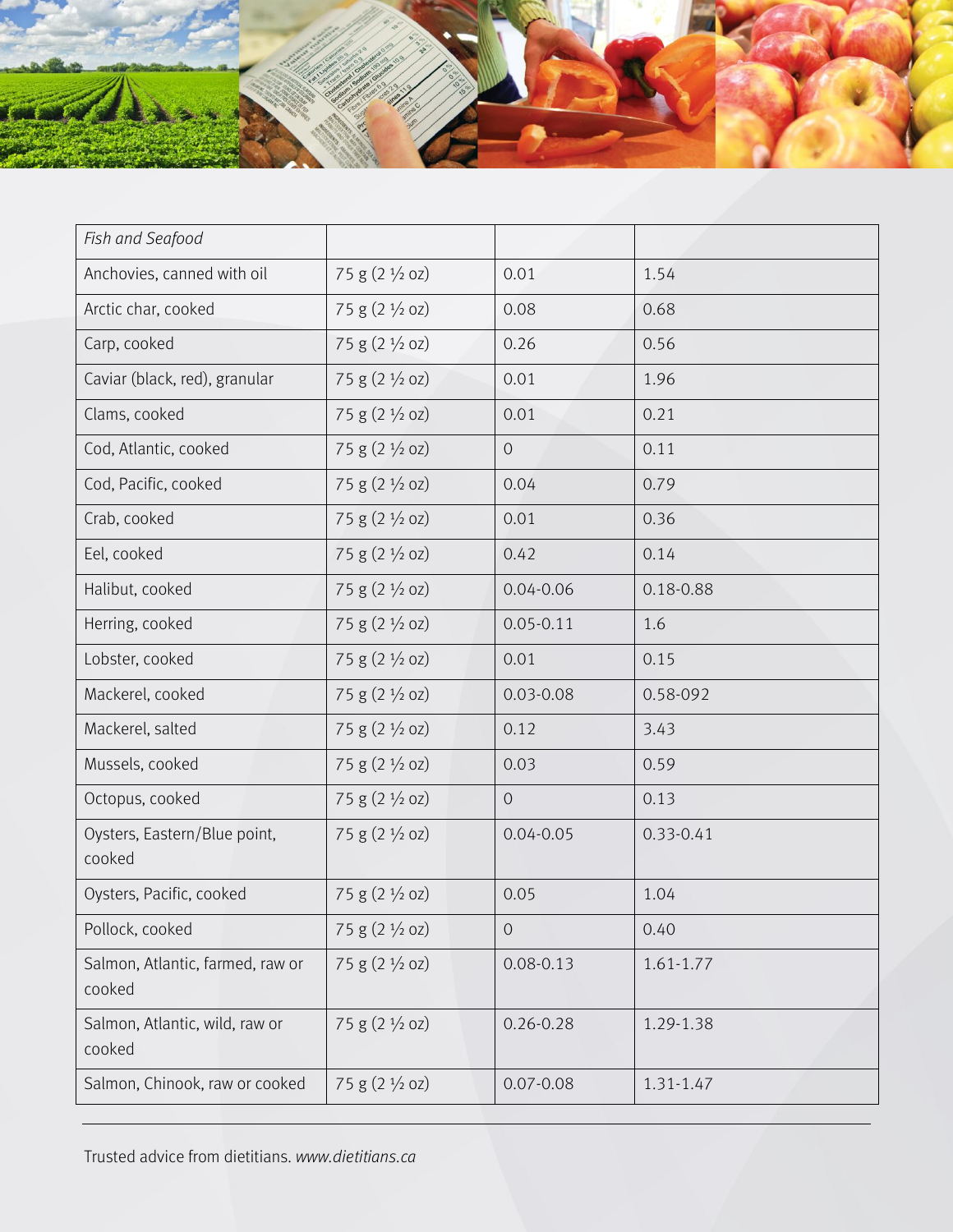| *Fish and Seafood* | | | |
|---|---|---|---|
| Anchovies, canned with oil | 75 g (2 ½ oz) | 0.01 | 1.54 |
| Arctic char, cooked | 75 g (2 ½ oz) | 0.08 | 0.68 |
| Carp, cooked | 75 g (2 ½ oz) | 0.26 | 0.56 |
| Caviar (black, red), granular | 75 g (2 ½ oz) | 0.01 | 1.96 |
| Clams, cooked | 75 g (2 ½ oz) | 0.01 | 0.21 |
| Cod, Atlantic, cooked | 75 g (2 ½ oz) | 0 | 0.11 |
| Cod, Pacific, cooked | 75 g (2 ½ oz) | 0.04 | 0.79 |
| Crab, cooked | 75 g (2 ½ oz) | 0.01 | 0.36 |
| Eel, cooked | 75 g (2 ½ oz) | 0.42 | 0.14 |
| Halibut, cooked | 75 g (2 ½ oz) | 0.04-0.06 | 0.18-0.88 |
| Herring, cooked | 75 g (2 ½ oz) | 0.05-0.11 | 1.6 |
| Lobster, cooked | 75 g (2 ½ oz) | 0.01 | 0.15 |
| Mackerel, cooked | 75 g (2 ½ oz) | 0.03-0.08 | 0.58-092 |
| Mackerel, salted | 75 g (2 ½ oz) | 0.12 | 3.43 |
| Mussels, cooked | 75 g (2 ½ oz) | 0.03 | 0.59 |
| Octopus, cooked | 75 g (2 ½ oz) | 0 | 0.13 |
| Oysters, Eastern/Blue point, cooked | 75 g (2 ½ oz) | 0.04-0.05 | 0.33-0.41 |
| Oysters, Pacific, cooked | 75 g (2 ½ oz) | 0.05 | 1.04 |
| Pollock, cooked | 75 g (2 ½ oz) | 0 | 0.40 |
| Salmon, Atlantic, farmed, raw or cooked | 75 g (2 ½ oz) | 0.08-0.13 | 1.61-1.77 |
| Salmon, Atlantic, wild, raw or cooked | 75 g (2 ½ oz) | 0.26-0.28 | 1.29-1.38 |
| Salmon, Chinook, raw or cooked | 75 g (2 ½ oz) | 0.07-0.08 | 1.31-1.47 |

Trusted advice from dietitians. *www.dietitians.ca*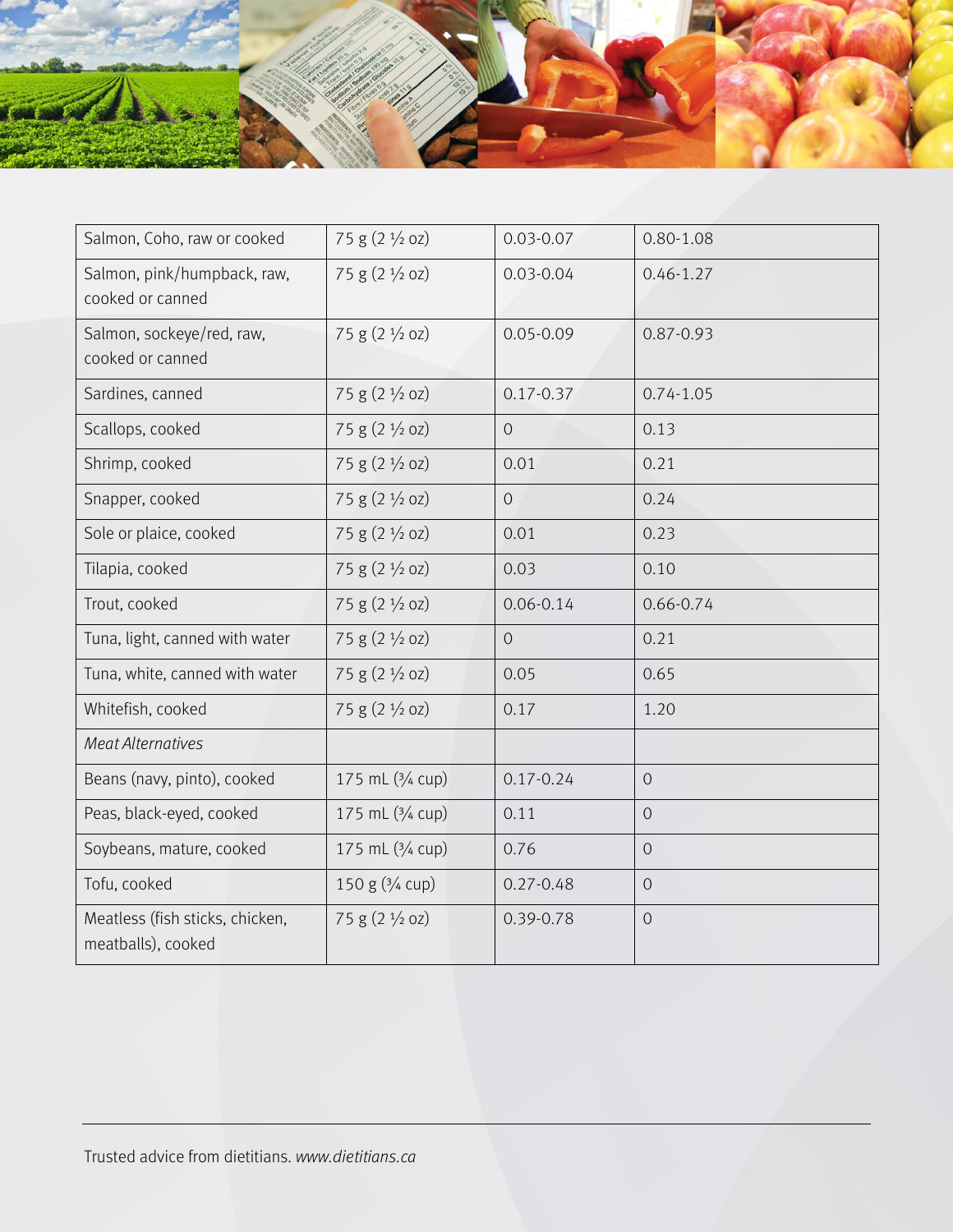| | | | |
|---|---|---|---|
| Salmon, Coho, raw or cooked | 75 g (2 ½ oz) | 0.03-0.07 | 0.80-1.08 |
| Salmon, pink/humpback, raw, cooked or canned | 75 g (2 ½ oz) | 0.03-0.04 | 0.46-1.27 |
| Salmon, sockeye/red, raw, cooked or canned | 75 g (2 ½ oz) | 0.05-0.09 | 0.87-0.93 |
| Sardines, canned | 75 g (2 ½ oz) | 0.17-0.37 | 0.74-1.05 |
| Scallops, cooked | 75 g (2 ½ oz) | 0 | 0.13 |
| Shrimp, cooked | 75 g (2 ½ oz) | 0.01 | 0.21 |
| Snapper, cooked | 75 g (2 ½ oz) | 0 | 0.24 |
| Sole or plaice, cooked | 75 g (2 ½ oz) | 0.01 | 0.23 |
| Tilapia, cooked | 75 g (2 ½ oz) | 0.03 | 0.10 |
| Trout, cooked | 75 g (2 ½ oz) | 0.06-0.14 | 0.66-0.74 |
| Tuna, light, canned with water | 75 g (2 ½ oz) | 0 | 0.21 |
| Tuna, white, canned with water | 75 g (2 ½ oz) | 0.05 | 0.65 |
| Whitefish, cooked | 75 g (2 ½ oz) | 0.17 | 1.20 |
| *Meat Alternatives* | | | |
| Beans (navy, pinto), cooked | 175 mL (¾ cup) | 0.17-0.24 | 0 |
| Peas, black-eyed, cooked | 175 mL (¾ cup) | 0.11 | 0 |
| Soybeans, mature, cooked | 175 mL (¾ cup) | 0.76 | 0 |
| Tofu, cooked | 150 g (¾ cup) | 0.27-0.48 | 0 |
| Meatless (fish sticks, chicken, meatballs), cooked | 75 g (2 ½ oz) | 0.39-0.78 | 0 |

Trusted advice from dietitians. *www.dietitians.ca*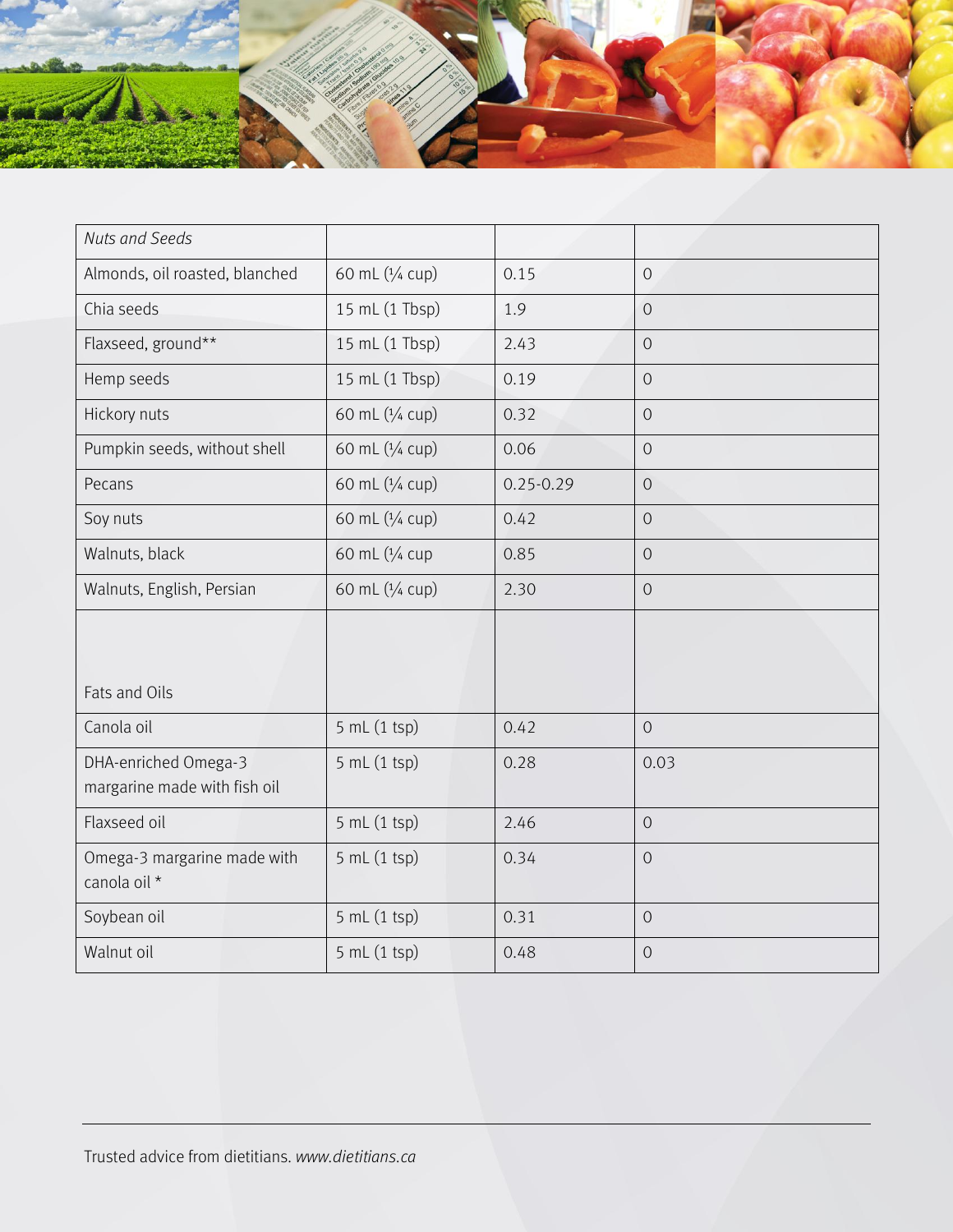| *Nuts and Seeds* | | | |
|---|---|---|---|
| Almonds, oil roasted, blanched | 60 mL (¼ cup) | 0.15 | 0 |
| Chia seeds | 15 mL (1 Tbsp) | 1.9 | 0 |
| Flaxseed, ground** | 15 mL (1 Tbsp) | 2.43 | 0 |
| Hemp seeds | 15 mL (1 Tbsp) | 0.19 | 0 |
| Hickory nuts | 60 mL (¼ cup) | 0.32 | 0 |
| Pumpkin seeds, without shell | 60 mL (¼ cup) | 0.06 | 0 |
| Pecans | 60 mL (¼ cup) | 0.25-0.29 | 0 |
| Soy nuts | 60 mL (¼ cup) | 0.42 | 0 |
| Walnuts, black | 60 mL (¼ cup | 0.85 | 0 |
| Walnuts, English, Persian | 60 mL (¼ cup) | 2.30 | 0 |
| Fats and Oils | | | |
| Canola oil | 5 mL (1 tsp) | 0.42 | 0 |
| DHA-enriched Omega-3 margarine made with fish oil | 5 mL (1 tsp) | 0.28 | 0.03 |
| Flaxseed oil | 5 mL (1 tsp) | 2.46 | 0 |
| Omega-3 margarine made with canola oil * | 5 mL (1 tsp) | 0.34 | 0 |
| Soybean oil | 5 mL (1 tsp) | 0.31 | 0 |
| Walnut oil | 5 mL (1 tsp) | 0.48 | 0 |

Trusted advice from dietitians. *www.dietitians.ca*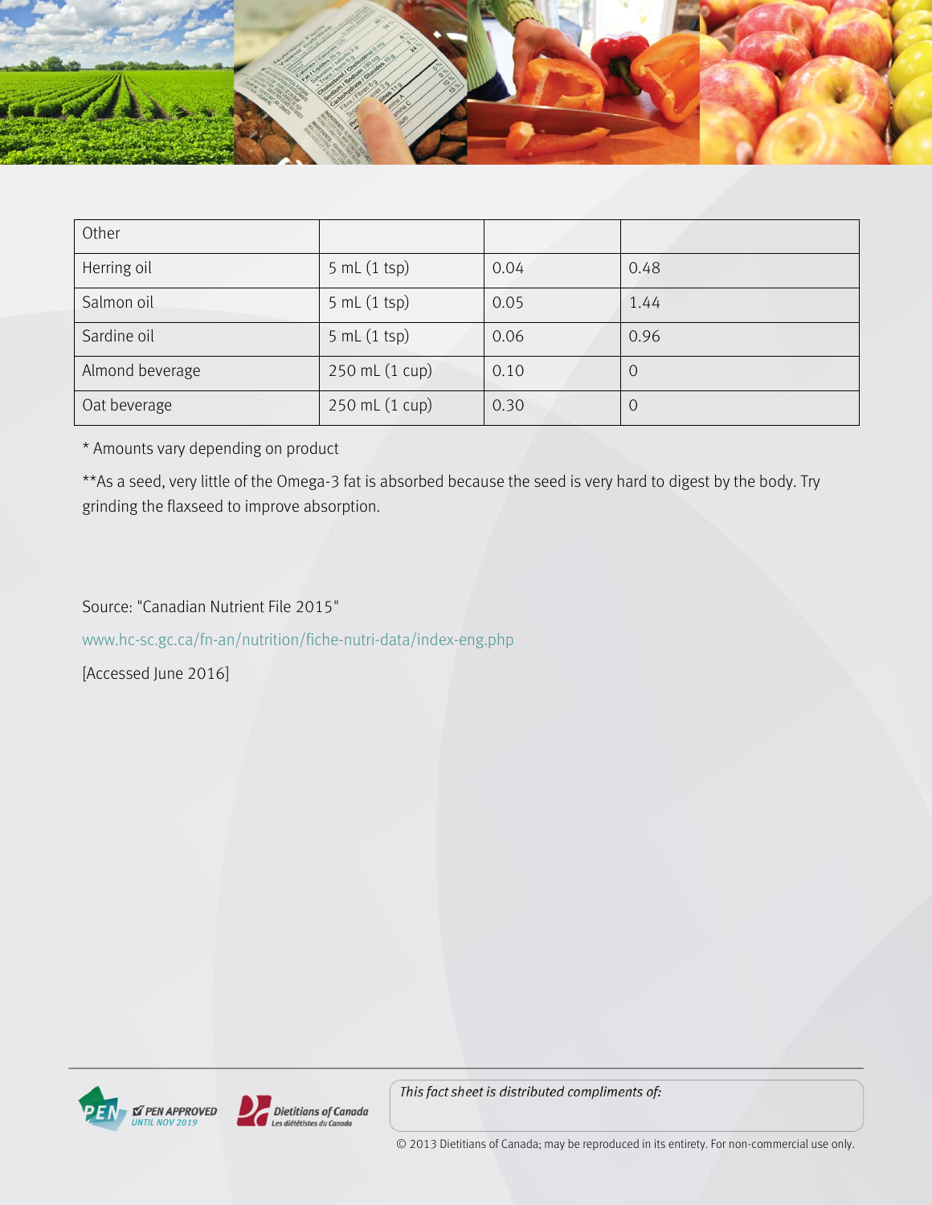| | | | |
|---|---|---|---|
| Other | | | |
| Herring oil | 5 mL (1 tsp) | 0.04 | 0.48 |
| Salmon oil | 5 mL (1 tsp) | 0.05 | 1.44 |
| Sardine oil | 5 mL (1 tsp) | 0.06 | 0.96 |
| Almond beverage | 250 mL (1 cup) | 0.10 | 0 |
| Oat beverage | 250 mL (1 cup) | 0.30 | 0 |

* Amounts vary depending on product

**As a seed, very little of the Omega-3 fat is absorbed because the seed is very hard to digest by the body. Try grinding the flaxseed to improve absorption.

Source: "Canadian Nutrient File 2015"

www.hc-sc.gc.ca/fn-an/nutrition/fiche-nutri-data/index-eng.php

[Accessed June 2016]

PEN APPROVED UNTIL NOV 2019

Dietitians of Canada Les diététistes du Canada

*This fact sheet is distributed compliments of:*

© 2013 Dietitians of Canada; may be reproduced in its entirety. For non-commercial use only.